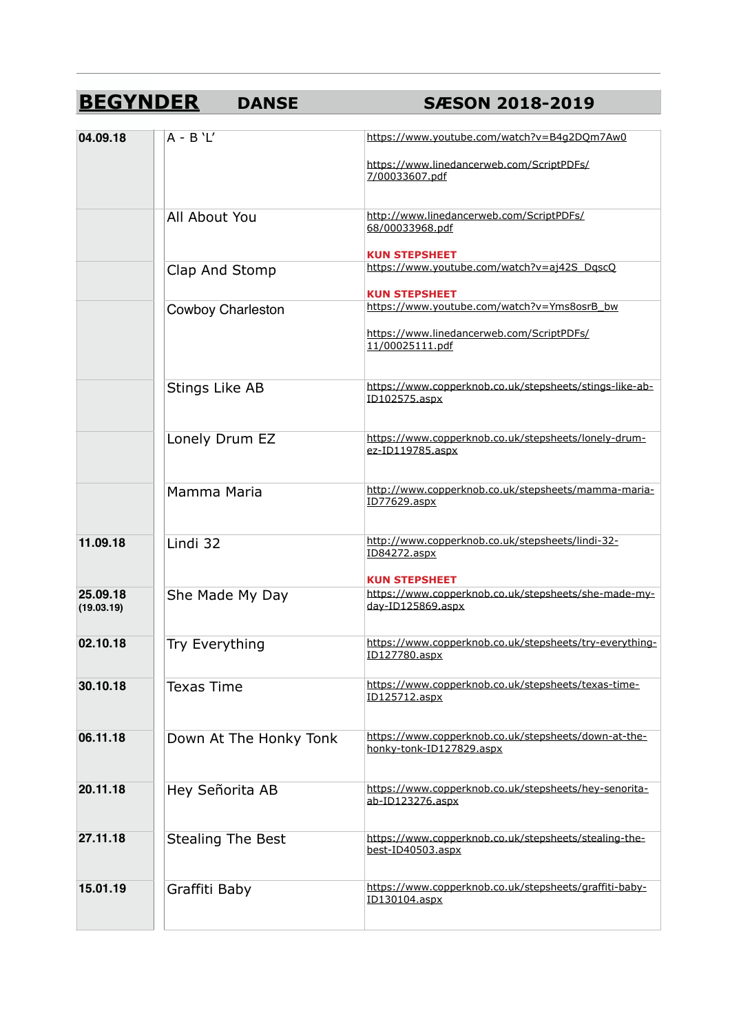# BEGYNDER DANSE SÆSON 2018-2019

| | | |
|---|---|---|
| **04.09.18** | A - B 'L' | https://www.youtube.com/watch?v=B4g2DQm7Aw0<br><br>https://www.linedancerweb.com/ScriptPDFs/7/00033607.pdf |
| | All About You | http://www.linedancerweb.com/ScriptPDFs/68/00033968.pdf<br><br>**KUN STEPSHEET** |
| | Clap And Stomp | https://www.youtube.com/watch?v=aj42S_DqscQ<br><br>**KUN STEPSHEET** |
| | Cowboy Charleston | https://www.youtube.com/watch?v=Yms8osrB_bw<br><br>https://www.linedancerweb.com/ScriptPDFs/11/00025111.pdf |
| | Stings Like AB | https://www.copperknob.co.uk/stepsheets/stings-like-ab-ID102575.aspx |
| | Lonely Drum EZ | https://www.copperknob.co.uk/stepsheets/lonely-drum-ez-ID119785.aspx |
| | Mamma Maria | http://www.copperknob.co.uk/stepsheets/mamma-maria-ID77629.aspx |
| **11.09.18** | Lindi 32 | http://www.copperknob.co.uk/stepsheets/lindi-32-ID84272.aspx<br><br>**KUN STEPSHEET** |
| **25.09.18**<br>**(19.03.19)** | She Made My Day | https://www.copperknob.co.uk/stepsheets/she-made-my-day-ID125869.aspx |
| **02.10.18** | Try Everything | https://www.copperknob.co.uk/stepsheets/try-everything-ID127780.aspx |
| **30.10.18** | Texas Time | https://www.copperknob.co.uk/stepsheets/texas-time-ID125712.aspx |
| **06.11.18** | Down At The Honky Tonk | https://www.copperknob.co.uk/stepsheets/down-at-the-honky-tonk-ID127829.aspx |
| **20.11.18** | Hey Señorita AB | https://www.copperknob.co.uk/stepsheets/hey-senorita-ab-ID123276.aspx |
| **27.11.18** | Stealing The Best | https://www.copperknob.co.uk/stepsheets/stealing-the-best-ID40503.aspx |
| **15.01.19** | Graffiti Baby | https://www.copperknob.co.uk/stepsheets/graffiti-baby-ID130104.aspx |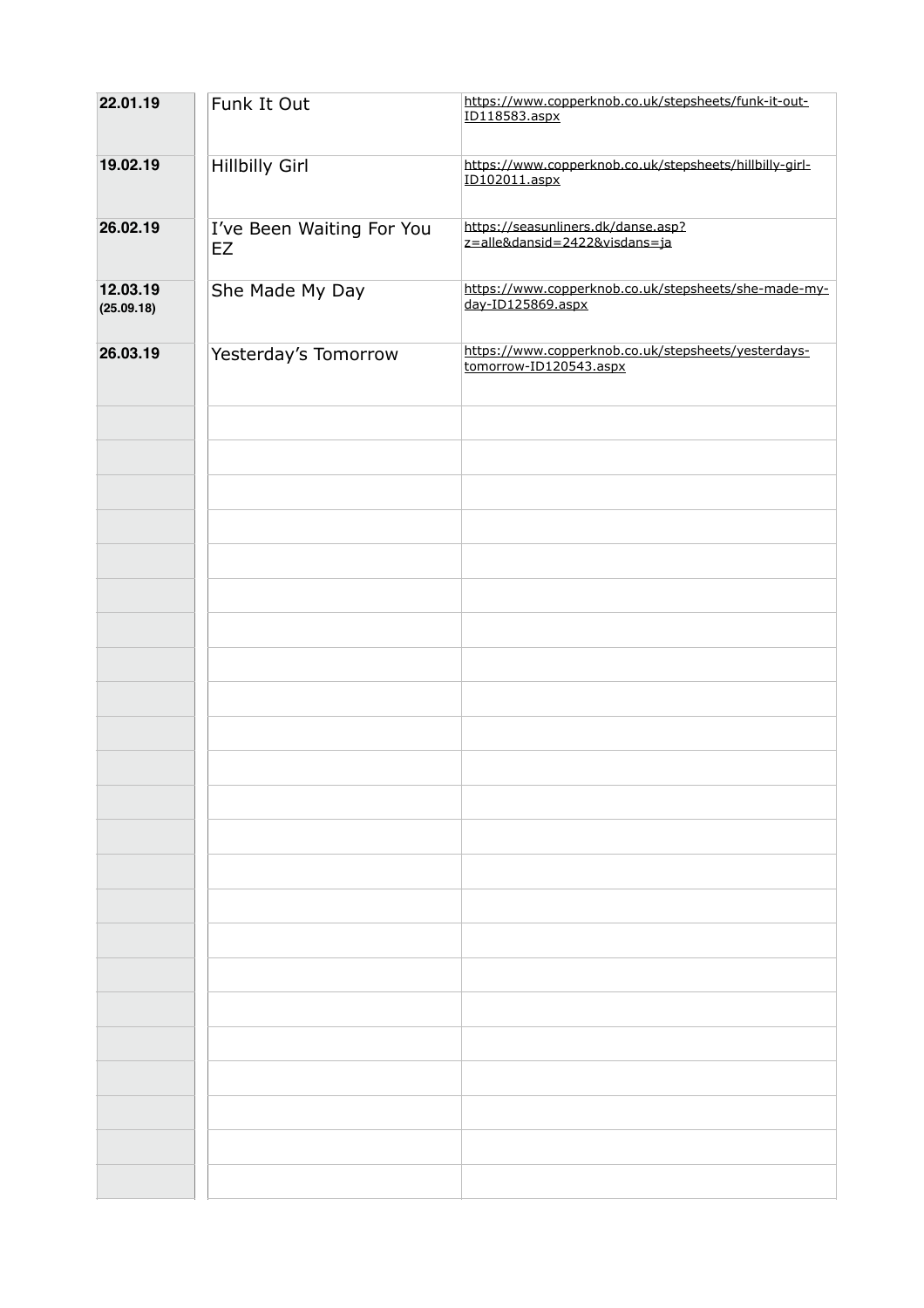| | | |
|---|---|---|
| **22.01.19** | Funk It Out | https://www.copperknob.co.uk/stepsheets/funk-it-out-ID118583.aspx |
| **19.02.19** | Hillbilly Girl | https://www.copperknob.co.uk/stepsheets/hillbilly-girl-ID102011.aspx |
| **26.02.19** | I've Been Waiting For You EZ | https://seasunliners.dk/danse.asp?z=alle&dansid=2422&visdans=ja |
| **12.03.19 (25.09.18)** | She Made My Day | https://www.copperknob.co.uk/stepsheets/she-made-my-day-ID125869.aspx |
| **26.03.19** | Yesterday's Tomorrow | https://www.copperknob.co.uk/stepsheets/yesterdays-tomorrow-ID120543.aspx |
| | | |
| | | |
| | | |
| | | |
| | | |
| | | |
| | | |
| | | |
| | | |
| | | |
| | | |
| | | |
| | | |
| | | |
| | | |
| | | |
| | | |
| | | |
| | | |
| | | |
| | | |
| | | |
| | | |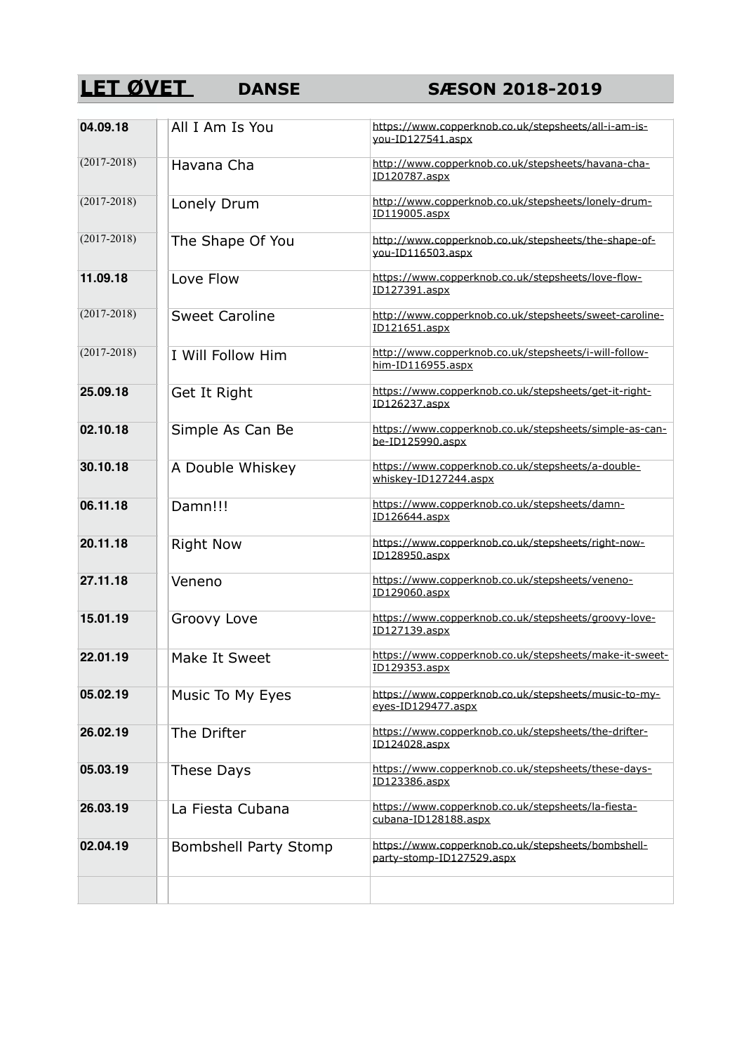# LET ØVET DANSE SÆSON 2018-2019

| | | | |
|---|---|---|---|
| 04.09.18 | | All I Am Is You | https://www.copperknob.co.uk/stepsheets/all-i-am-is-you-ID127541.aspx |
| (2017-2018) | | Havana Cha | http://www.copperknob.co.uk/stepsheets/havana-cha-ID120787.aspx |
| (2017-2018) | | Lonely Drum | http://www.copperknob.co.uk/stepsheets/lonely-drum-ID119005.aspx |
| (2017-2018) | | The Shape Of You | http://www.copperknob.co.uk/stepsheets/the-shape-of-you-ID116503.aspx |
| 11.09.18 | | Love Flow | https://www.copperknob.co.uk/stepsheets/love-flow-ID127391.aspx |
| (2017-2018) | | Sweet Caroline | http://www.copperknob.co.uk/stepsheets/sweet-caroline-ID121651.aspx |
| (2017-2018) | | I Will Follow Him | http://www.copperknob.co.uk/stepsheets/i-will-follow-him-ID116955.aspx |
| 25.09.18 | | Get It Right | https://www.copperknob.co.uk/stepsheets/get-it-right-ID126237.aspx |
| 02.10.18 | | Simple As Can Be | https://www.copperknob.co.uk/stepsheets/simple-as-can-be-ID125990.aspx |
| 30.10.18 | | A Double Whiskey | https://www.copperknob.co.uk/stepsheets/a-double-whiskey-ID127244.aspx |
| 06.11.18 | | Damn!!! | https://www.copperknob.co.uk/stepsheets/damn-ID126644.aspx |
| 20.11.18 | | Right Now | https://www.copperknob.co.uk/stepsheets/right-now-ID128950.aspx |
| 27.11.18 | | Veneno | https://www.copperknob.co.uk/stepsheets/veneno-ID129060.aspx |
| 15.01.19 | | Groovy Love | https://www.copperknob.co.uk/stepsheets/groovy-love-ID127139.aspx |
| 22.01.19 | | Make It Sweet | https://www.copperknob.co.uk/stepsheets/make-it-sweet-ID129353.aspx |
| 05.02.19 | | Music To My Eyes | https://www.copperknob.co.uk/stepsheets/music-to-my-eyes-ID129477.aspx |
| 26.02.19 | | The Drifter | https://www.copperknob.co.uk/stepsheets/the-drifter-ID124028.aspx |
| 05.03.19 | | These Days | https://www.copperknob.co.uk/stepsheets/these-days-ID123386.aspx |
| 26.03.19 | | La Fiesta Cubana | https://www.copperknob.co.uk/stepsheets/la-fiesta-cubana-ID128188.aspx |
| 02.04.19 | | Bombshell Party Stomp | https://www.copperknob.co.uk/stepsheets/bombshell-party-stomp-ID127529.aspx |
| | | | |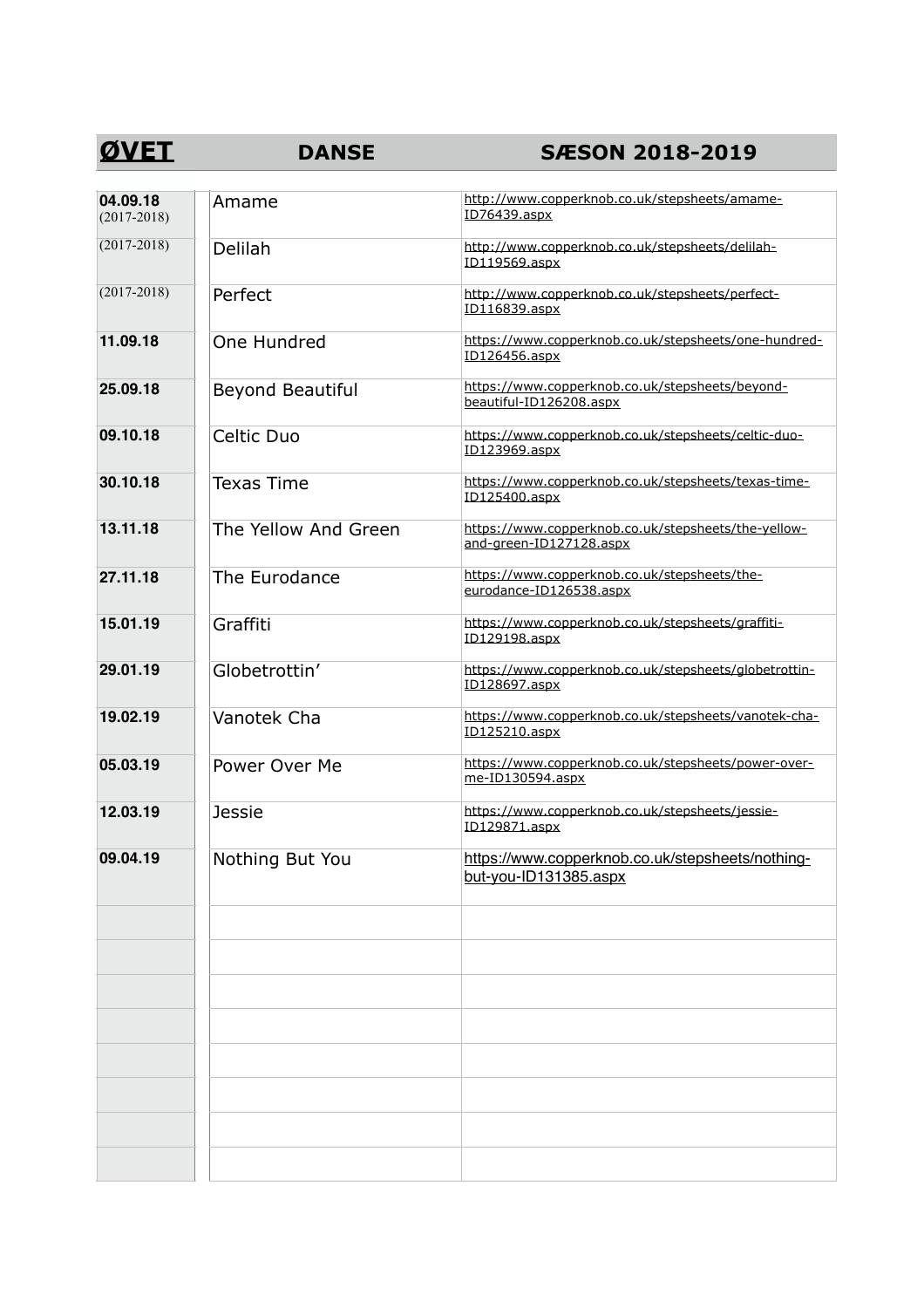| **ØVET** | **DANSE** | **SÆSON 2018-2019** |
|---|---|---|
| | | |
| **04.09.18** (2017-2018) | Amame | http://www.copperknob.co.uk/stepsheets/amame-ID76439.aspx |
| (2017-2018) | Delilah | http://www.copperknob.co.uk/stepsheets/delilah-ID119569.aspx |
| (2017-2018) | Perfect | http://www.copperknob.co.uk/stepsheets/perfect-ID116839.aspx |
| **11.09.18** | One Hundred | https://www.copperknob.co.uk/stepsheets/one-hundred-ID126456.aspx |
| **25.09.18** | Beyond Beautiful | https://www.copperknob.co.uk/stepsheets/beyond-beautiful-ID126208.aspx |
| **09.10.18** | Celtic Duo | https://www.copperknob.co.uk/stepsheets/celtic-duo-ID123969.aspx |
| **30.10.18** | Texas Time | https://www.copperknob.co.uk/stepsheets/texas-time-ID125400.aspx |
| **13.11.18** | The Yellow And Green | https://www.copperknob.co.uk/stepsheets/the-yellow-and-green-ID127128.aspx |
| **27.11.18** | The Eurodance | https://www.copperknob.co.uk/stepsheets/the-eurodance-ID126538.aspx |
| **15.01.19** | Graffiti | https://www.copperknob.co.uk/stepsheets/graffiti-ID129198.aspx |
| **29.01.19** | Globetrottin' | https://www.copperknob.co.uk/stepsheets/globetrottin-ID128697.aspx |
| **19.02.19** | Vanotek Cha | https://www.copperknob.co.uk/stepsheets/vanotek-cha-ID125210.aspx |
| **05.03.19** | Power Over Me | https://www.copperknob.co.uk/stepsheets/power-over-me-ID130594.aspx |
| **12.03.19** | Jessie | https://www.copperknob.co.uk/stepsheets/jessie-ID129871.aspx |
| **09.04.19** | Nothing But You | https://www.copperknob.co.uk/stepsheets/nothing-but-you-ID131385.aspx |
| | | |
| | | |
| | | |
| | | |
| | | |
| | | |
| | | |
| | | |